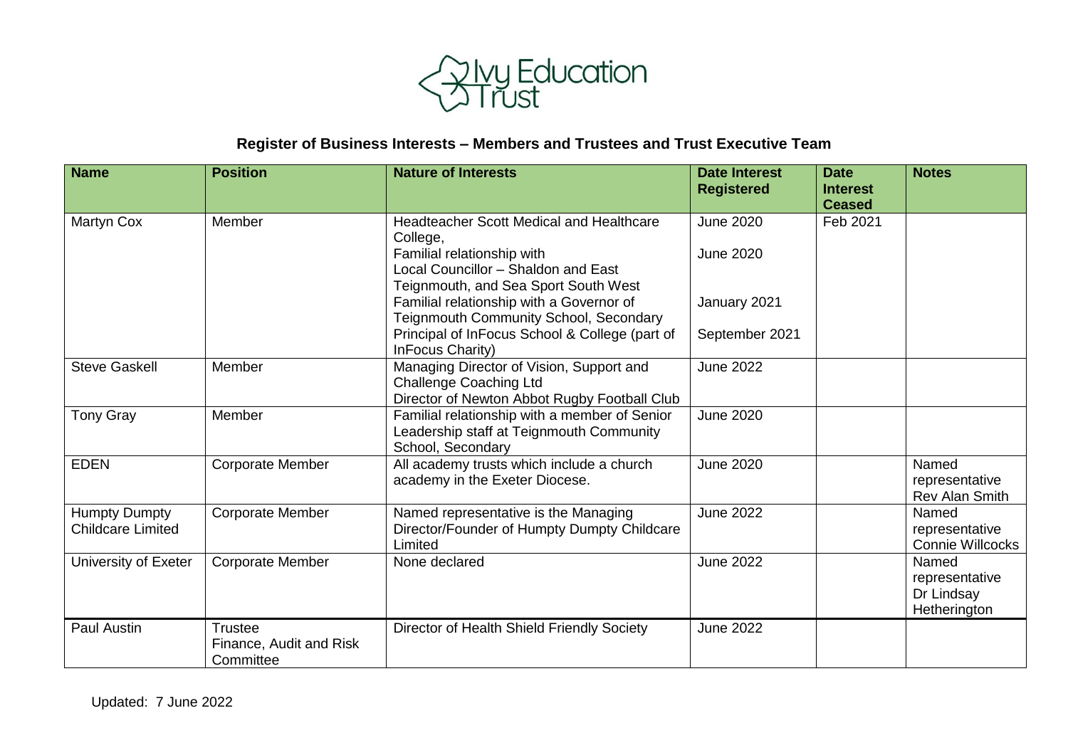# Ivy Education Trust

## Register of Business Interests – Members and Trustees and Trust Executive Team

| Name | Position | Nature of Interests | Date Interest Registered | Date Interest Ceased | Notes |
|---|---|---|---|---|---|
| Martyn Cox | Member | Headteacher Scott Medical and Healthcare College,<br>Familial relationship with Local Councillor – Shaldon and East Teignmouth, and Sea Sport South West<br>Familial relationship with a Governor of Teignmouth Community School, Secondary<br>Principal of InFocus School & College (part of InFocus Charity) | June 2020<br>June 2020<br><br>January 2021<br><br>September 2021 | Feb 2021 | |
| Steve Gaskell | Member | Managing Director of Vision, Support and Challenge Coaching Ltd<br>Director of Newton Abbot Rugby Football Club | June 2022 | | |
| Tony Gray | Member | Familial relationship with a member of Senior Leadership staff at Teignmouth Community School, Secondary | June 2020 | | |
| EDEN | Corporate Member | All academy trusts which include a church academy in the Exeter Diocese. | June 2020 | | Named representative Rev Alan Smith |
| Humpty Dumpty Childcare Limited | Corporate Member | Named representative is the Managing Director/Founder of Humpty Dumpty Childcare Limited | June 2022 | | Named representative Connie Willcocks |
| University of Exeter | Corporate Member | None declared | June 2022 | | Named representative Dr Lindsay Hetherington |
| Paul Austin | Trustee<br>Finance, Audit and Risk Committee | Director of Health Shield Friendly Society | June 2022 | | |

Updated: 7 June 2022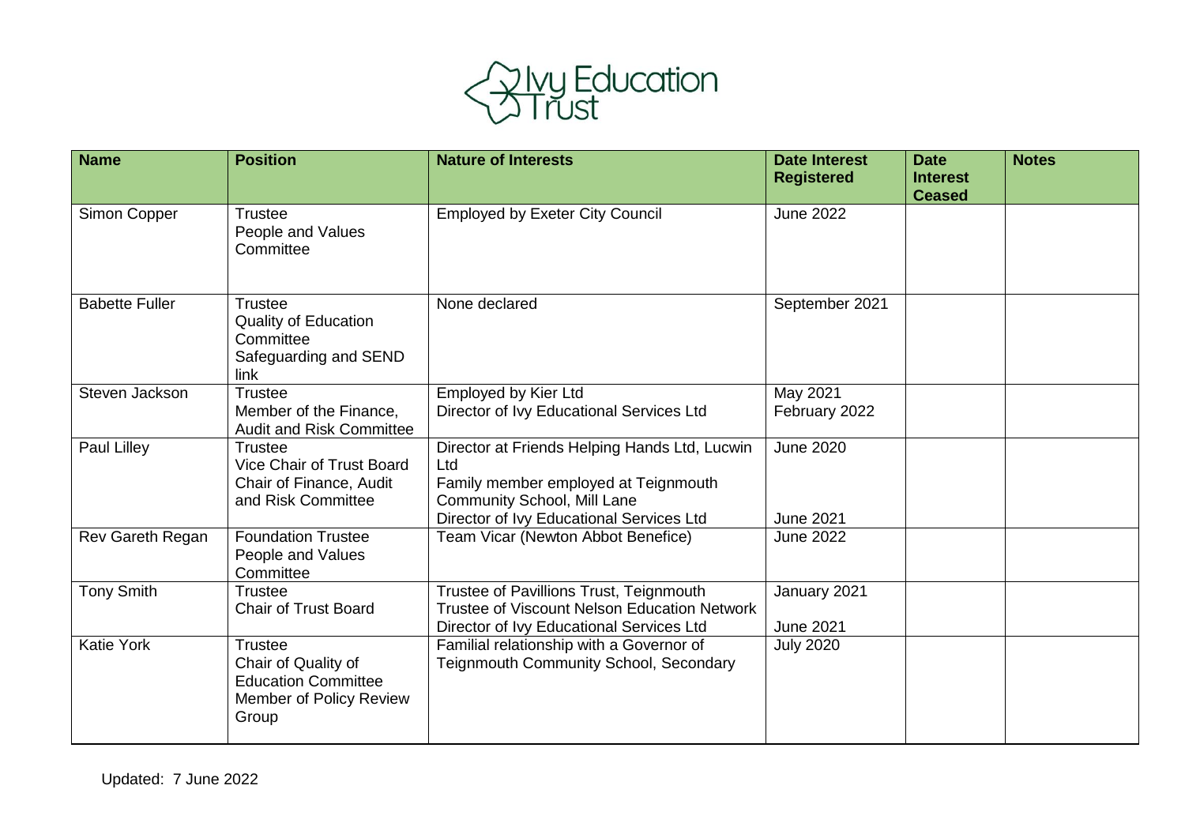| Name | Position | Nature of Interests | Date Interest Registered | Date Interest Ceased | Notes |
|---|---|---|---|---|---|
| Simon Copper | Trustee<br>People and Values Committee | Employed by Exeter City Council | June 2022 | | |
| Babette Fuller | Trustee<br>Quality of Education Committee<br>Safeguarding and SEND link | None declared | September 2021 | | |
| Steven Jackson | Trustee<br>Member of the Finance, Audit and Risk Committee | Employed by Kier Ltd<br>Director of Ivy Educational Services Ltd | May 2021<br>February 2022 | | |
| Paul Lilley | Trustee<br>Vice Chair of Trust Board<br>Chair of Finance, Audit and Risk Committee | Director at Friends Helping Hands Ltd, Lucwin Ltd<br>Family member employed at Teignmouth Community School, Mill Lane<br>Director of Ivy Educational Services Ltd | June 2020<br><br>June 2021 | | |
| Rev Gareth Regan | Foundation Trustee<br>People and Values Committee | Team Vicar (Newton Abbot Benefice) | June 2022 | | |
| Tony Smith | Trustee<br>Chair of Trust Board | Trustee of Pavillions Trust, Teignmouth<br>Trustee of Viscount Nelson Education Network<br>Director of Ivy Educational Services Ltd | January 2021<br><br>June 2021 | | |
| Katie York | Trustee<br>Chair of Quality of Education Committee<br>Member of Policy Review Group | Familial relationship with a Governor of Teignmouth Community School, Secondary | July 2020 | | |

Updated: 7 June 2022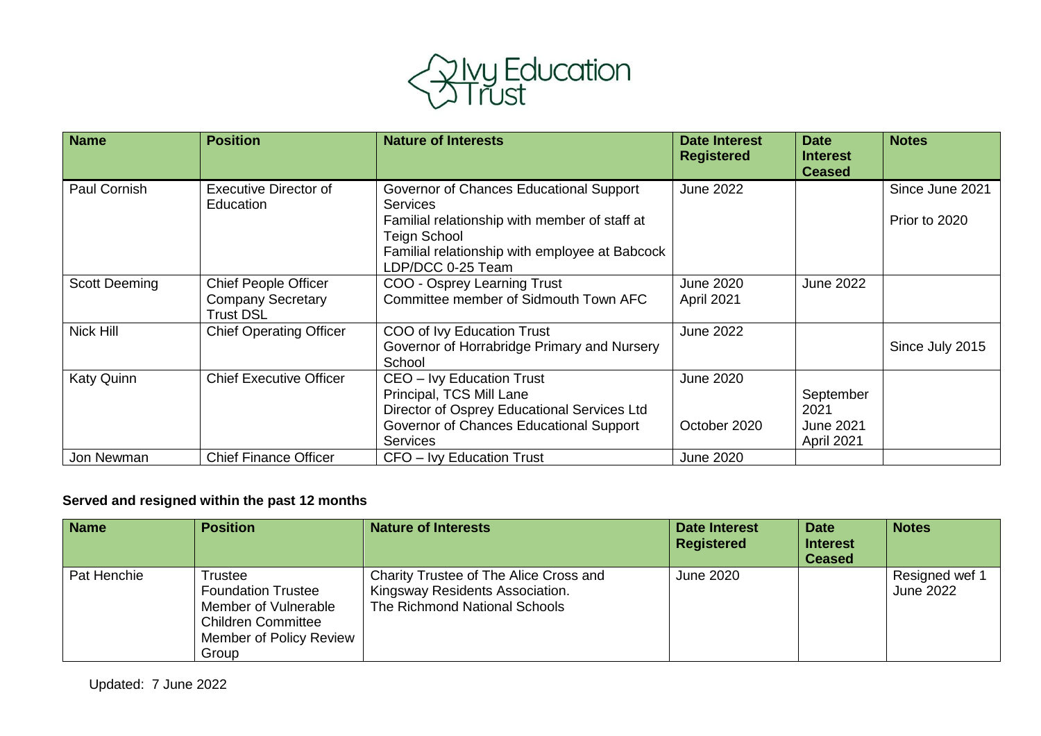| Name | Position | Nature of Interests | Date Interest Registered | Date Interest Ceased | Notes |
|---|---|---|---|---|---|
| Paul Cornish | Executive Director of Education | Governor of Chances Educational Support Services<br>Familial relationship with member of staff at Teign School<br>Familial relationship with employee at Babcock LDP/DCC 0-25 Team | June 2022 | | Since June 2021<br><br>Prior to 2020 |
| Scott Deeming | Chief People Officer<br>Company Secretary<br>Trust DSL | COO - Osprey Learning Trust<br>Committee member of Sidmouth Town AFC | June 2020<br>April 2021 | June 2022 | |
| Nick Hill | Chief Operating Officer | COO of Ivy Education Trust<br>Governor of Horrabridge Primary and Nursery School | June 2022 | | Since July 2015 |
| Katy Quinn | Chief Executive Officer | CEO – Ivy Education Trust<br>Principal, TCS Mill Lane<br>Director of Osprey Educational Services Ltd<br>Governor of Chances Educational Support Services | June 2020<br><br>October 2020 | <br>September 2021<br>June 2021<br>April 2021 | |
| Jon Newman | Chief Finance Officer | CFO – Ivy Education Trust | June 2020 | | |

**Served and resigned within the past 12 months**

| Name | Position | Nature of Interests | Date Interest Registered | Date Interest Ceased | Notes |
|---|---|---|---|---|---|
| Pat Henchie | Trustee<br>Foundation Trustee<br>Member of Vulnerable Children Committee<br>Member of Policy Review Group | Charity Trustee of The Alice Cross and Kingsway Residents Association.<br>The Richmond National Schools | June 2020 | | Resigned wef 1 June 2022 |

Updated: 7 June 2022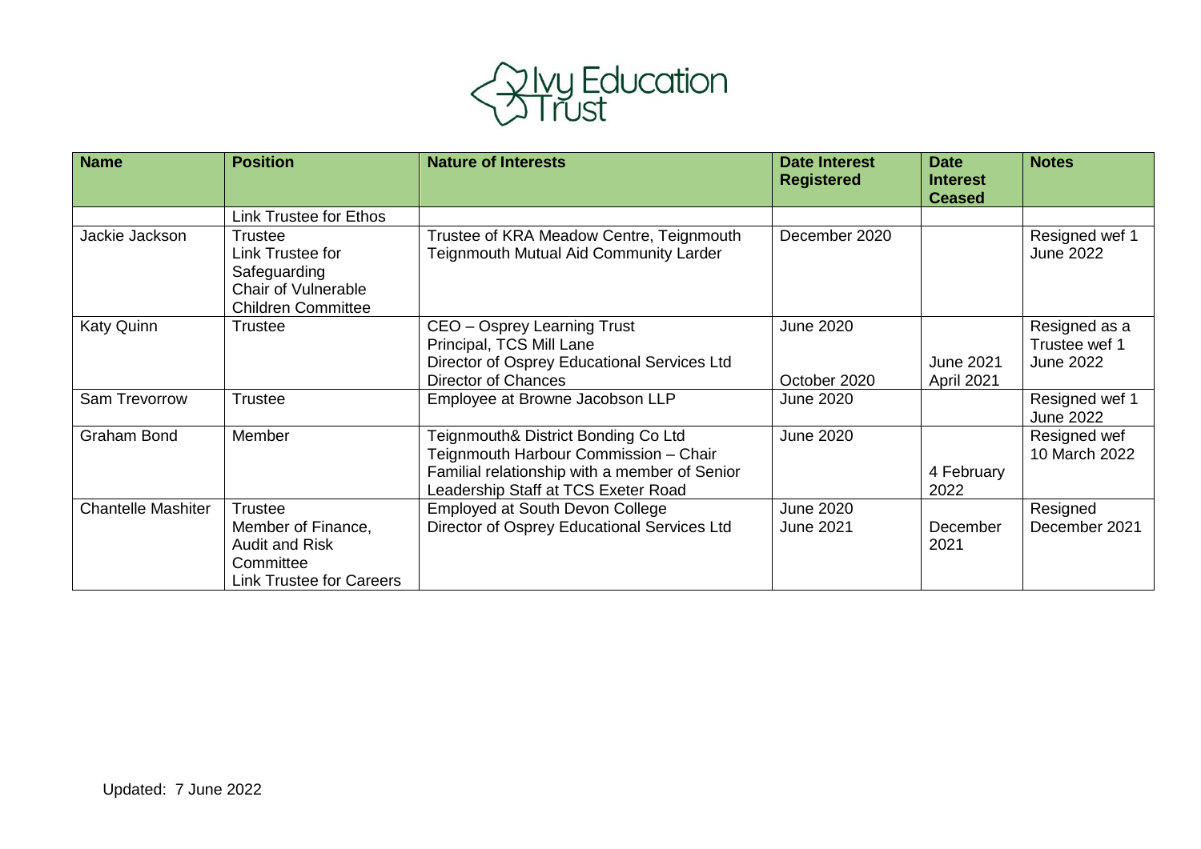| Name | Position | Nature of Interests | Date Interest Registered | Date Interest Ceased | Notes |
|---|---|---|---|---|---|
| | Link Trustee for Ethos | | | | |
| Jackie Jackson | Trustee<br>Link Trustee for Safeguarding<br>Chair of Vulnerable Children Committee | Trustee of KRA Meadow Centre, Teignmouth<br>Teignmouth Mutual Aid Community Larder | December 2020 | | Resigned wef 1 June 2022 |
| Katy Quinn | Trustee | CEO – Osprey Learning Trust<br>Principal, TCS Mill Lane<br>Director of Osprey Educational Services Ltd<br>Director of Chances | June 2020<br><br><br>October 2020 | <br><br>June 2021<br>April 2021 | Resigned as a Trustee wef 1 June 2022 |
| Sam Trevorrow | Trustee | Employee at Browne Jacobson LLP | June 2020 | | Resigned wef 1 June 2022 |
| Graham Bond | Member | Teignmouth& District Bonding Co Ltd<br>Teignmouth Harbour Commission – Chair<br>Familial relationship with a member of Senior Leadership Staff at TCS Exeter Road | June 2020 | <br><br>4 February 2022 | Resigned wef 10 March 2022 |
| Chantelle Mashiter | Trustee<br>Member of Finance, Audit and Risk Committee<br>Link Trustee for Careers | Employed at South Devon College<br>Director of Osprey Educational Services Ltd | June 2020<br>June 2021 | <br>December 2021 | Resigned December 2021 |

Updated: 7 June 2022